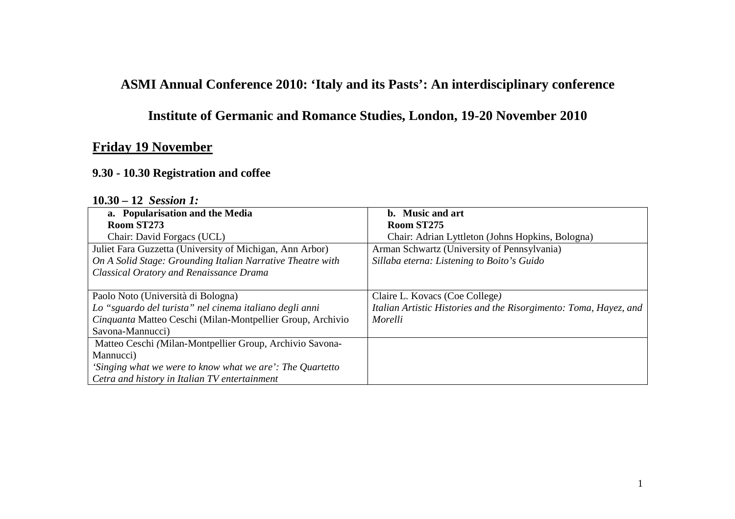# ASMI Annual Conference 2010: 'Italy and its Pasts': An interdisciplinary conference

## Institute of Germanic and Romance Studies, London, 19-20 November 2010

## Friday 19 November

### 9.30 - 10.30 Registration and coffee

### 10.30 – 12 *Session 1:*

| **a. Popularisation and the Media**<br>**Room ST273**<br>Chair: David Forgacs (UCL) | **b. Music and art**<br>**Room ST275**<br>Chair: Adrian Lyttleton (Johns Hopkins, Bologna) |
|---|---|
| Juliet Fara Guzzetta (University of Michigan, Ann Arbor)<br>*On A Solid Stage: Grounding Italian Narrative Theatre with Classical Oratory and Renaissance Drama* | Arman Schwartz (University of Pennsylvania)<br>*Sillaba eterna: Listening to Boito's Guido* |
| Paolo Noto (Università di Bologna)<br>*Lo "sguardo del turista" nel cinema italiano degli anni Cinquanta* Matteo Ceschi (Milan-Montpellier Group, Archivio Savona-Mannucci) | Claire L. Kovacs (Coe College)<br>*Italian Artistic Histories and the Risorgimento: Toma, Hayez, and Morelli* |
| Matteo Ceschi (Milan-Montpellier Group, Archivio Savona-Mannucci)<br>*'Singing what we were to know what we are': The Quartetto Cetra and history in Italian TV entertainment* | |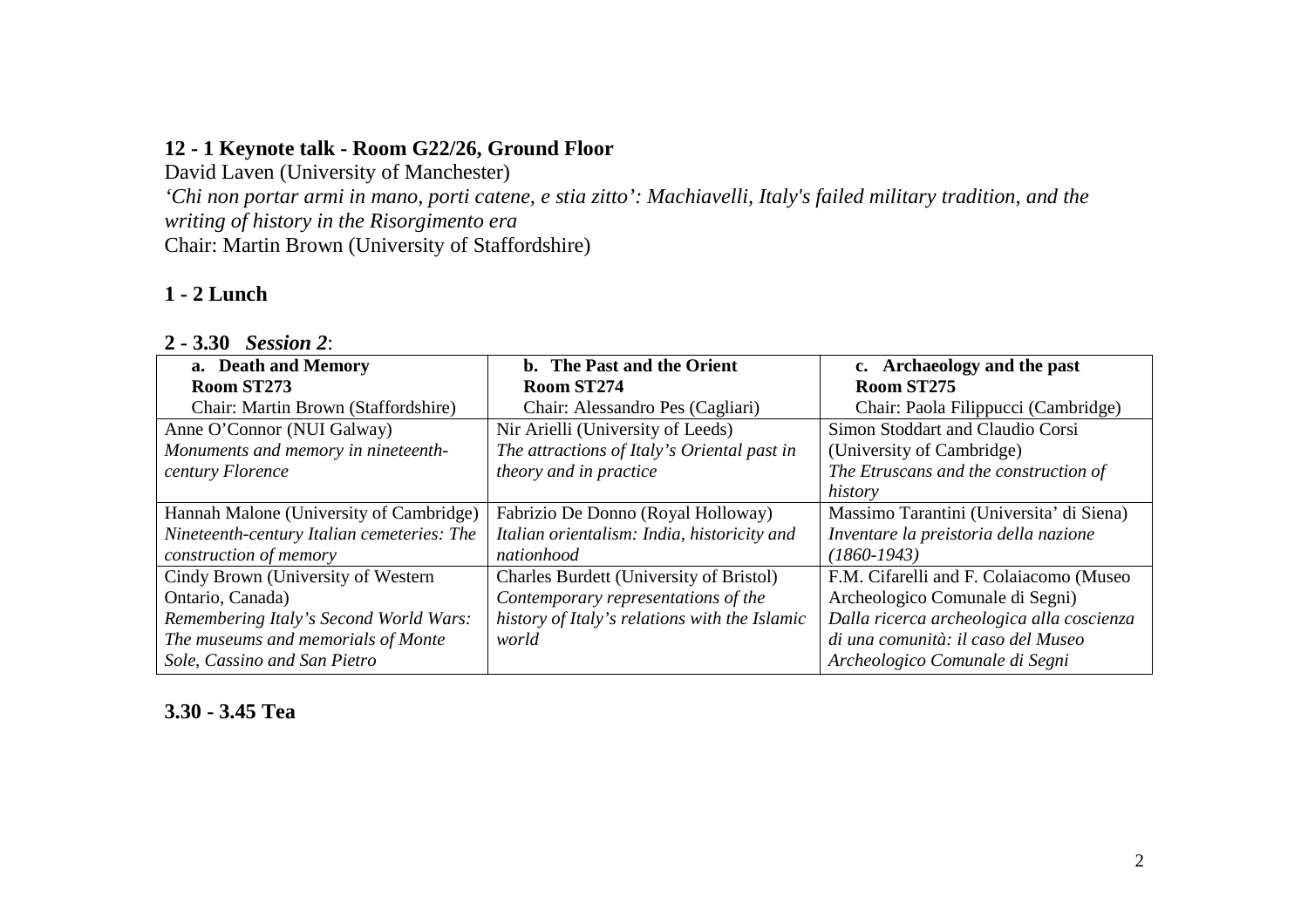**12 - 1 Keynote talk - Room G22/26, Ground Floor**

David Laven (University of Manchester)

*'Chi non portar armi in mano, porti catene, e stia zitto': Machiavelli, Italy's failed military tradition, and the writing of history in the Risorgimento era*

Chair: Martin Brown (University of Staffordshire)

**1 - 2 Lunch**

**2 - 3.30** ***Session 2***:

| **a. Death and Memory**<br>**Room ST273**<br>Chair: Martin Brown (Staffordshire) | **b. The Past and the Orient**<br>**Room ST274**<br>Chair: Alessandro Pes (Cagliari) | **c. Archaeology and the past**<br>**Room ST275**<br>Chair: Paola Filippucci (Cambridge) |
|---|---|---|
| Anne O'Connor (NUI Galway)<br>*Monuments and memory in nineteenth-century Florence* | Nir Arielli (University of Leeds)<br>*The attractions of Italy's Oriental past in theory and in practice* | Simon Stoddart and Claudio Corsi (University of Cambridge)<br>*The Etruscans and the construction of history* |
| Hannah Malone (University of Cambridge)<br>*Nineteenth-century Italian cemeteries: The construction of memory* | Fabrizio De Donno (Royal Holloway)<br>*Italian orientalism: India, historicity and nationhood* | Massimo Tarantini (Universita' di Siena)<br>*Inventare la preistoria della nazione (1860-1943)* |
| Cindy Brown (University of Western Ontario, Canada)<br>*Remembering Italy's Second World Wars: The museums and memorials of Monte Sole, Cassino and San Pietro* | Charles Burdett (University of Bristol)<br>*Contemporary representations of the history of Italy's relations with the Islamic world* | F.M. Cifarelli and F. Colaiacomo (Museo Archeologico Comunale di Segni)<br>*Dalla ricerca archeologica alla coscienza di una comunità: il caso del Museo Archeologico Comunale di Segni* |

**3.30 - 3.45 Tea**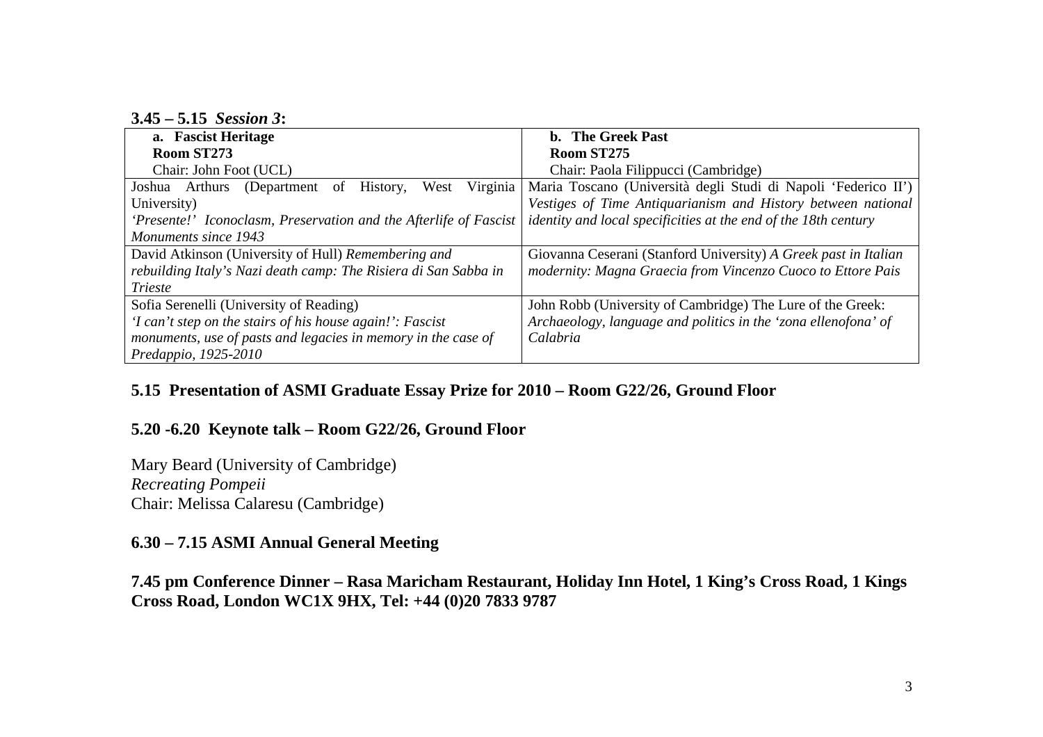**3.45 – 5.15** ***Session 3*****:**

| **a. Fascist Heritage**<br>**Room ST273**<br>Chair: John Foot (UCL) | **b. The Greek Past**<br>**Room ST275**<br>Chair: Paola Filippucci (Cambridge) |
|---|---|
| Joshua Arthurs (Department of History, West Virginia University)<br>*'Presente!' Iconoclasm, Preservation and the Afterlife of Fascist Monuments since 1943* | Maria Toscano (Università degli Studi di Napoli 'Federico II')<br>*Vestiges of Time Antiquarianism and History between national identity and local specificities at the end of the 18th century* |
| David Atkinson (University of Hull) *Remembering and rebuilding Italy's Nazi death camp: The Risiera di San Sabba in Trieste* | Giovanna Ceserani (Stanford University) *A Greek past in Italian modernity: Magna Graecia from Vincenzo Cuoco to Ettore Pais* |
| Sofia Serenelli (University of Reading)<br>*'I can't step on the stairs of his house again!': Fascist monuments, use of pasts and legacies in memory in the case of Predappio, 1925-2010* | John Robb (University of Cambridge) The Lure of the Greek: *Archaeology, language and politics in the 'zona ellenofona' of Calabria* |

**5.15 Presentation of ASMI Graduate Essay Prize for 2010 – Room G22/26, Ground Floor**

**5.20 -6.20 Keynote talk – Room G22/26, Ground Floor**

Mary Beard (University of Cambridge)
*Recreating Pompeii*
Chair: Melissa Calaresu (Cambridge)

**6.30 – 7.15 ASMI Annual General Meeting**

**7.45 pm Conference Dinner – Rasa Maricham Restaurant, Holiday Inn Hotel, 1 King's Cross Road, 1 Kings Cross Road, London WC1X 9HX, Tel: +44 (0)20 7833 9787**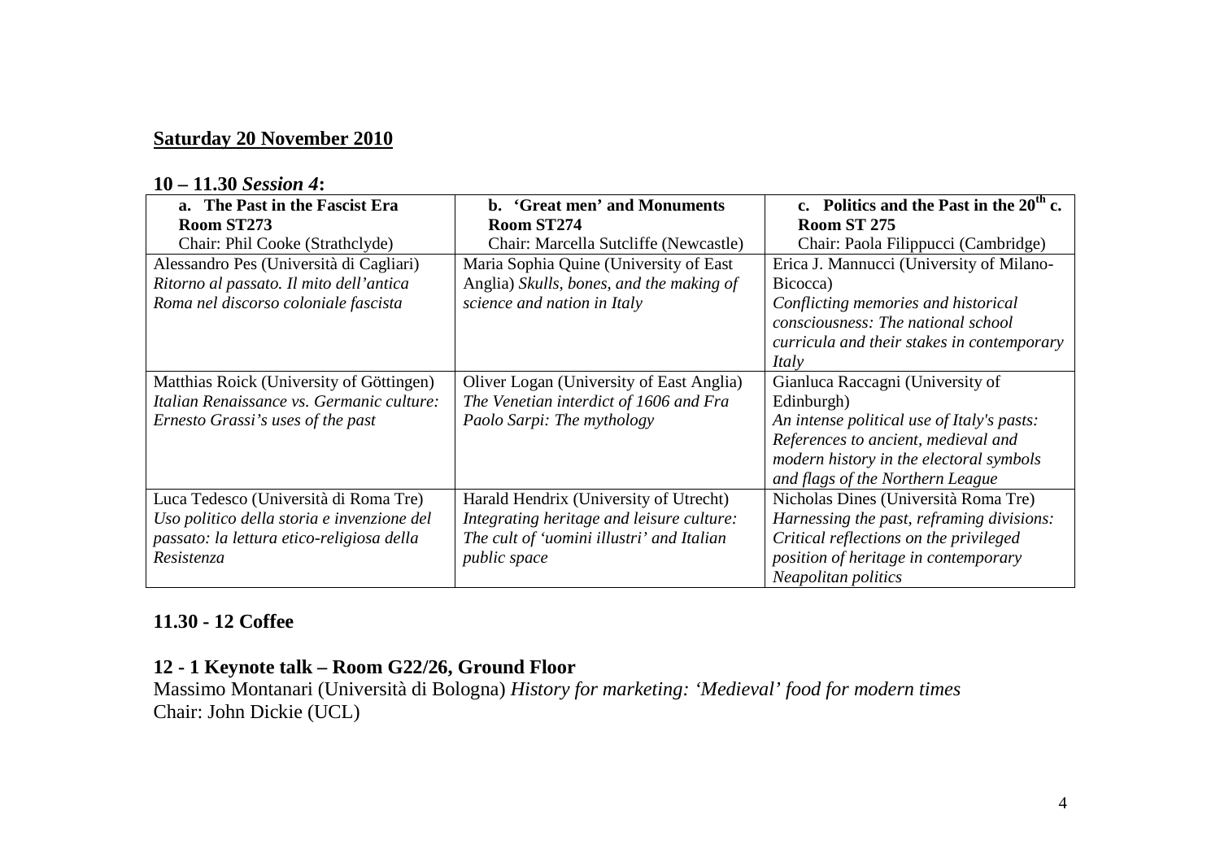## **Saturday 20 November 2010**

### 10 – 11.30 *Session 4*:

| **a. The Past in the Fascist Era**<br>**Room ST273**<br>Chair: Phil Cooke (Strathclyde) | **b. 'Great men' and Monuments**<br>**Room ST274**<br>Chair: Marcella Sutcliffe (Newcastle) | **c. Politics and the Past in the 20th c.**<br>**Room ST 275**<br>Chair: Paola Filippucci (Cambridge) |
|---|---|---|
| Alessandro Pes (Università di Cagliari) *Ritorno al passato. Il mito dell'antica Roma nel discorso coloniale fascista* | Maria Sophia Quine (University of East Anglia) *Skulls, bones, and the making of science and nation in Italy* | Erica J. Mannucci (University of Milano-Bicocca) *Conflicting memories and historical consciousness: The national school curricula and their stakes in contemporary Italy* |
| Matthias Roick (University of Göttingen) *Italian Renaissance vs. Germanic culture: Ernesto Grassi's uses of the past* | Oliver Logan (University of East Anglia) *The Venetian interdict of 1606 and Fra Paolo Sarpi: The mythology* | Gianluca Raccagni (University of Edinburgh) *An intense political use of Italy's pasts: References to ancient, medieval and modern history in the electoral symbols and flags of the Northern League* |
| Luca Tedesco (Università di Roma Tre) *Uso politico della storia e invenzione del passato: la lettura etico-religiosa della Resistenza* | Harald Hendrix (University of Utrecht) *Integrating heritage and leisure culture: The cult of 'uomini illustri' and Italian public space* | Nicholas Dines (Università Roma Tre) *Harnessing the past, reframing divisions: Critical reflections on the privileged position of heritage in contemporary Neapolitan politics* |

### 11.30 - 12 Coffee

### 12 - 1 Keynote talk – Room G22/26, Ground Floor

Massimo Montanari (Università di Bologna) *History for marketing: 'Medieval' food for modern times*
Chair: John Dickie (UCL)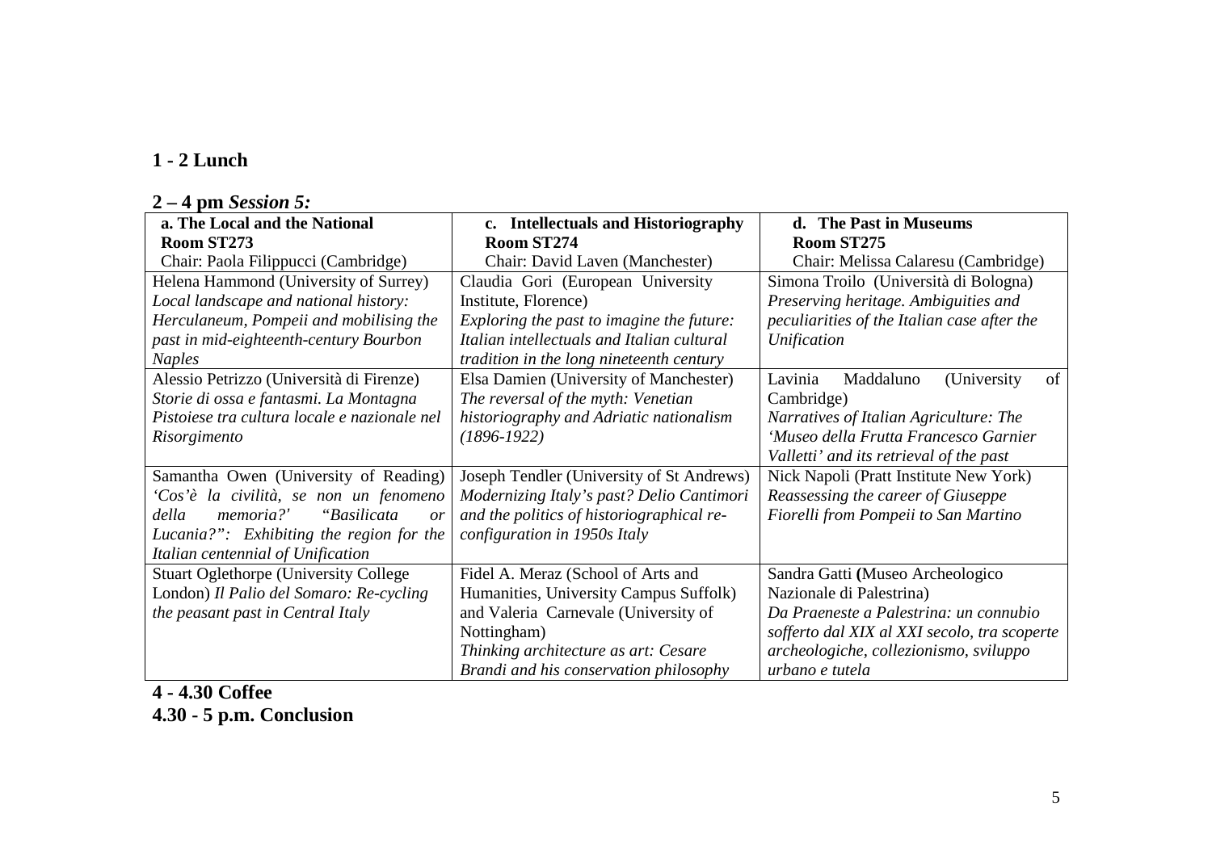**1 - 2 Lunch**

**2 – 4 pm *Session 5:***

| **a. The Local and the National**<br>**Room ST273**<br>Chair: Paola Filippucci (Cambridge) | **c. Intellectuals and Historiography**<br>**Room ST274**<br>Chair: David Laven (Manchester) | **d. The Past in Museums**<br>**Room ST275**<br>Chair: Melissa Calaresu (Cambridge) |
|---|---|---|
| Helena Hammond (University of Surrey)<br>*Local landscape and national history: Herculaneum, Pompeii and mobilising the past in mid-eighteenth-century Bourbon Naples* | Claudia Gori (European University Institute, Florence)<br>*Exploring the past to imagine the future: Italian intellectuals and Italian cultural tradition in the long nineteenth century* | Simona Troilo (Università di Bologna)<br>*Preserving heritage. Ambiguities and peculiarities of the Italian case after the Unification* |
| Alessio Petrizzo (Università di Firenze)<br>*Storie di ossa e fantasmi. La Montagna Pistoiese tra cultura locale e nazionale nel Risorgimento* | Elsa Damien (University of Manchester)<br>*The reversal of the myth: Venetian historiography and Adriatic nationalism (1896-1922)* | Lavinia Maddaluno (University of Cambridge)<br>*Narratives of Italian Agriculture: The 'Museo della Frutta Francesco Garnier Valletti' and its retrieval of the past* |
| Samantha Owen (University of Reading)<br>*'Cos'è la civilità, se non un fenomeno della memoria?' "Basilicata or Lucania?": Exhibiting the region for the Italian centennial of Unification* | Joseph Tendler (University of St Andrews)<br>*Modernizing Italy's past? Delio Cantimori and the politics of historiographical re-configuration in 1950s Italy* | Nick Napoli (Pratt Institute New York)<br>*Reassessing the career of Giuseppe Fiorelli from Pompeii to San Martino* |
| Stuart Oglethorpe (University College London) *Il Palio del Somaro: Re-cycling the peasant past in Central Italy* | Fidel A. Meraz (School of Arts and Humanities, University Campus Suffolk) and Valeria Carnevale (University of Nottingham)<br>*Thinking architecture as art: Cesare Brandi and his conservation philosophy* | Sandra Gatti **(**Museo Archeologico Nazionale di Palestrina)<br>*Da Praeneste a Palestrina: un connubio sofferto dal XIX al XXI secolo, tra scoperte archeologiche, collezionismo, sviluppo urbano e tutela* |

**4 - 4.30 Coffee**

**4.30 - 5 p.m. Conclusion**